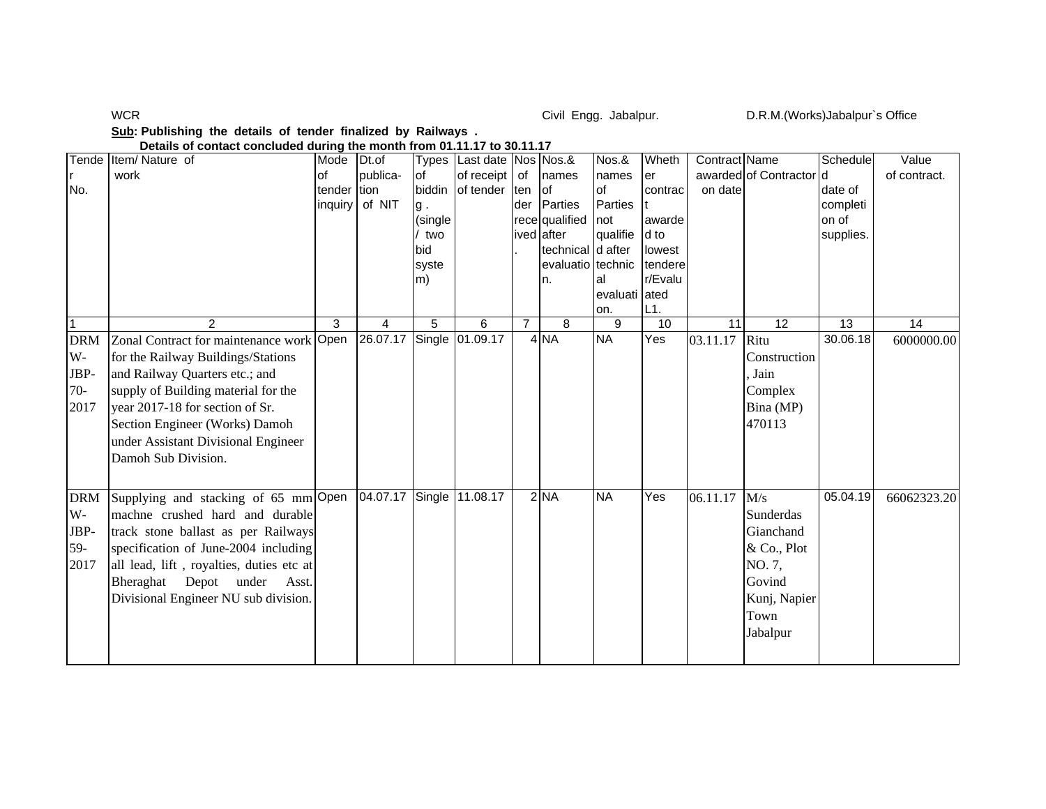WCR | Civil Engg. Jabalpur. | D.R.M.(Works)Jabalpur`s Office

**Sub: Publishing the details of tender finalized by Railways .**

**Details of contact concluded during the month from 01.11.17 to 30.11.17**

| Tender No. | Item/ Nature of work | Mode of tender inquiry | Dt.of publication of NIT | Types of bidding . (single / two bid system) | Last date of receipt of tender | Nos of tender received. | Nos.& names of Parties qualified after technical evaluation. | Nos.& names of Parties not qualified after technical evaluation. | Whether contract awarded to lowest tenderer/Evaluated L1. | Contract awarded on date | Name of Contractor | Scheduled date of completion of supplies. | Value of contract. |
|---|---|---|---|---|---|---|---|---|---|---|---|---|---|
| 1 | 2 | 3 | 4 | 5 | 6 | 7 | 8 | 9 | 10 | 11 | 12 | 13 | 14 |
| DRM W-JBP-70-2017 | Zonal Contract for maintenance work for the Railway Buildings/Stations and Railway Quarters etc.; and supply of Building material for the year 2017-18 for section of Sr. Section Engineer (Works) Damoh under Assistant Divisional Engineer Damoh Sub Division. | Open | 26.07.17 | Single | 01.09.17 | 4 | NA | NA | Yes | 03.11.17 | Ritu Construction, Jain Complex Bina (MP) 470113 | 30.06.18 | 6000000.00 |
| DRM W-JBP-59-2017 | Supplying and stacking of 65 mm machne crushed hard and durable track stone ballast as per Railways specification of June-2004 including all lead, lift , royalties, duties etc at Bheraghat Depot under Asst. Divisional Engineer NU sub division. | Open | 04.07.17 | Single | 11.08.17 | 2 | NA | NA | Yes | 06.11.17 | M/s Sunderdas Gianchand & Co., Plot NO. 7, Govind Kunj, Napier Town Jabalpur | 05.04.19 | 66062323.20 |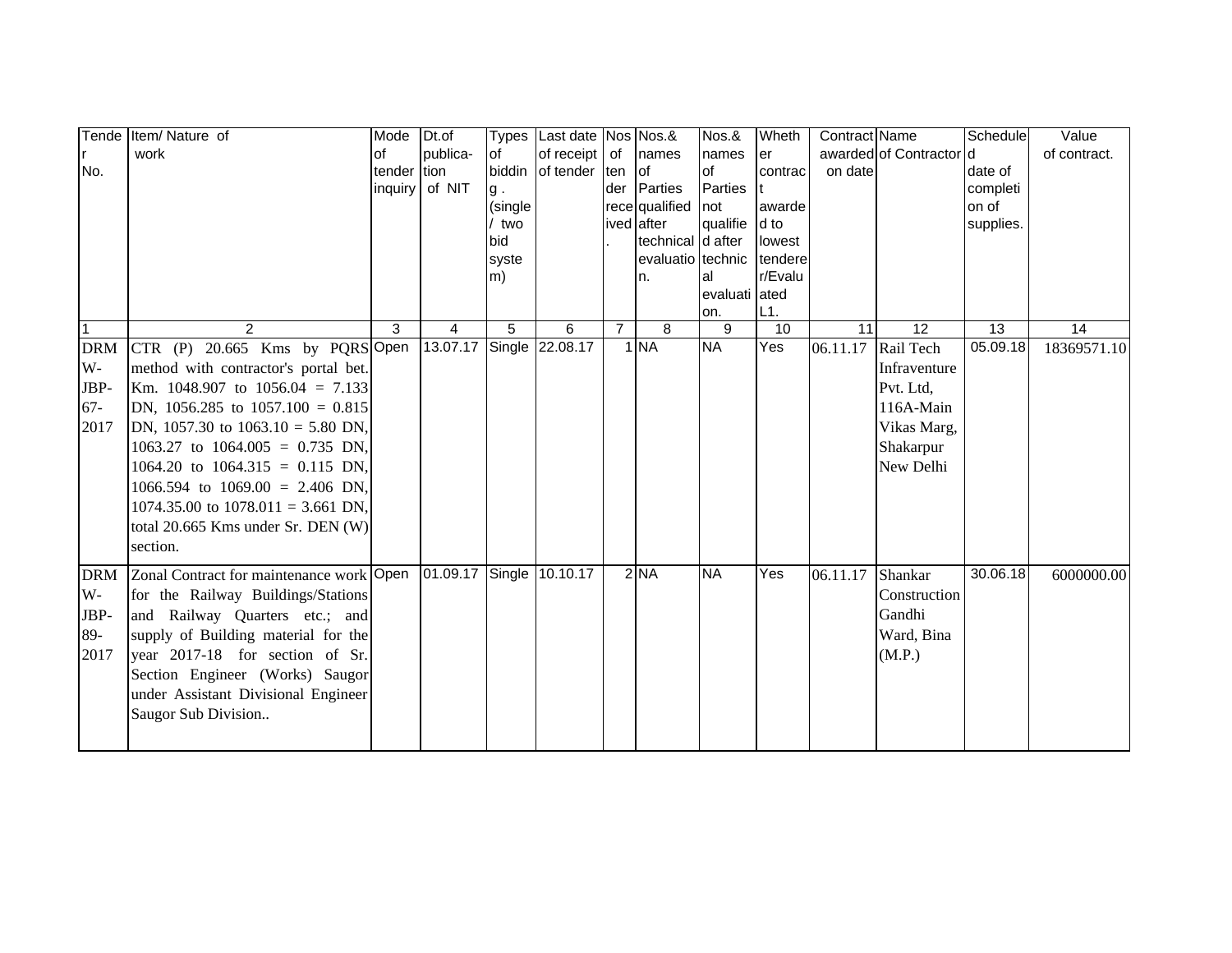| Tender No. | Item/ Nature of work | Mode of tender inquiry | Dt.of publica-tion of NIT | Types of bidding . (single / two bid system) | Last date of receipt of tender | Nos of tender received. | Nos.& names of Parties qualified after technical evaluation. | Nos.& names of Parties not qualified after technical evaluation. | Whether contract awarded to lowest tenderer/Evaluated L1. | Contract awarded on date | Name of Contractor | Scheduled date of completion of supplies. | Value of contract. |
|---|---|---|---|---|---|---|---|---|---|---|---|---|---|
| 1 | 2 | 3 | 4 | 5 | 6 | 7 | 8 | 9 | 10 | 11 | 12 | 13 | 14 |
| DRM W-JBP-67-2017 | CTR (P) 20.665 Kms by PQRS method with contractor's portal bet. Km. 1048.907 to 1056.04 = 7.133 DN, 1056.285 to 1057.100 = 0.815 DN, 1057.30 to 1063.10 = 5.80 DN, 1063.27 to 1064.005 = 0.735 DN, 1064.20 to 1064.315 = 0.115 DN, 1066.594 to 1069.00 = 2.406 DN, 1074.35.00 to 1078.011 = 3.661 DN, total 20.665 Kms under Sr. DEN (W) section. | Open | 13.07.17 | Single | 22.08.17 | 1 | NA | NA | Yes | 06.11.17 | Rail Tech Infraventure Pvt. Ltd, 116A-Main Vikas Marg, Shakarpur New Delhi | 05.09.18 | 18369571.10 |
| DRM W-JBP-89-2017 | Zonal Contract for maintenance work for the Railway Buildings/Stations and Railway Quarters etc.; and supply of Building material for the year 2017-18 for section of Sr. Section Engineer (Works) Saugor under Assistant Divisional Engineer Saugor Sub Division.. | Open | 01.09.17 | Single | 10.10.17 | 2 | NA | NA | Yes | 06.11.17 | Shankar Construction Gandhi Ward, Bina (M.P.) | 30.06.18 | 6000000.00 |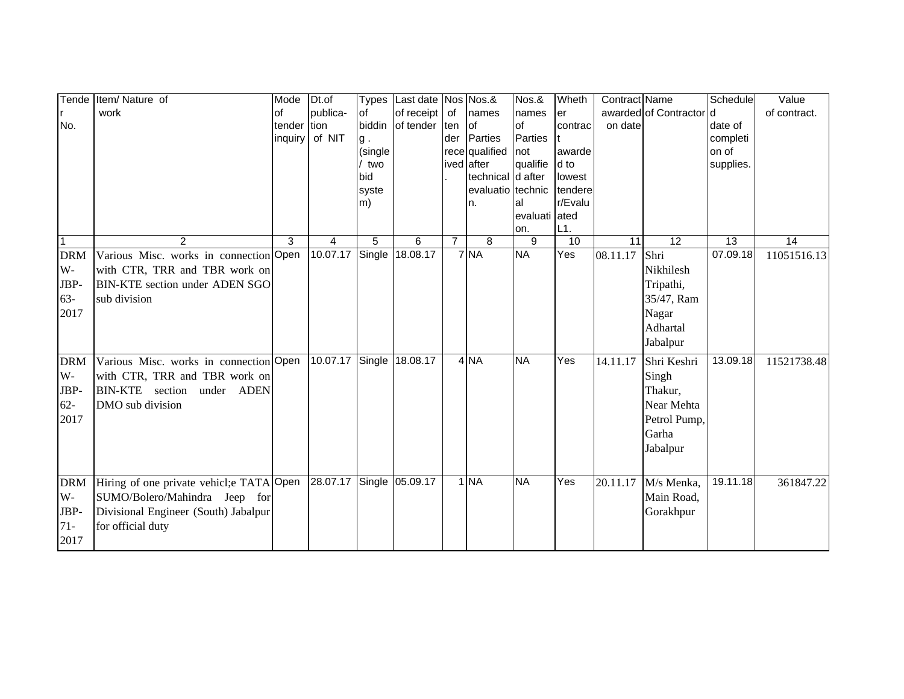| Tender No. | Item/ Nature of work | Mode of tender inquiry | Dt.of publica-tion of NIT | Types of bidding . (single / two bid system) | Last date of receipt of tender | Nos of tender received. | Nos.& names of Parties qualified after technical evaluation. | Nos.& names of Parties not qualified after technical evaluation. | Whether contract awarded to lowest tenderer/Evaluated L1. | Contract awarded on date | Name of Contractor | Scheduled date of completion of supplies. | Value of contract. |
|---|---|---|---|---|---|---|---|---|---|---|---|---|---|
| 1 | 2 | 3 | 4 | 5 | 6 | 7 | 8 | 9 | 10 | 11 | 12 | 13 | 14 |
| DRMW-JBP-63-2017 | Various Misc. works in connection with CTR, TRR and TBR work on BIN-KTE section under ADEN SGO sub division | Open | 10.07.17 | Single | 18.08.17 | 7 | NA | NA | Yes | 08.11.17 | Shri Nikhilesh Tripathi, 35/47, Ram Nagar Adhartal Jabalpur | 07.09.18 | 11051516.13 |
| DRMW-JBP-62-2017 | Various Misc. works in connection with CTR, TRR and TBR work on BIN-KTE section under ADEN DMO sub division | Open | 10.07.17 | Single | 18.08.17 | 4 | NA | NA | Yes | 14.11.17 | Shri Keshri Singh Thakur, Near Mehta Petrol Pump, Garha Jabalpur | 13.09.18 | 11521738.48 |
| DRMW-JBP-71-2017 | Hiring of one private vehicl;e TATA SUMO/Bolero/Mahindra Jeep for Divisional Engineer (South) Jabalpur for official duty | Open | 28.07.17 | Single | 05.09.17 | 1 | NA | NA | Yes | 20.11.17 | M/s Menka, Main Road, Gorakhpur | 19.11.18 | 361847.22 |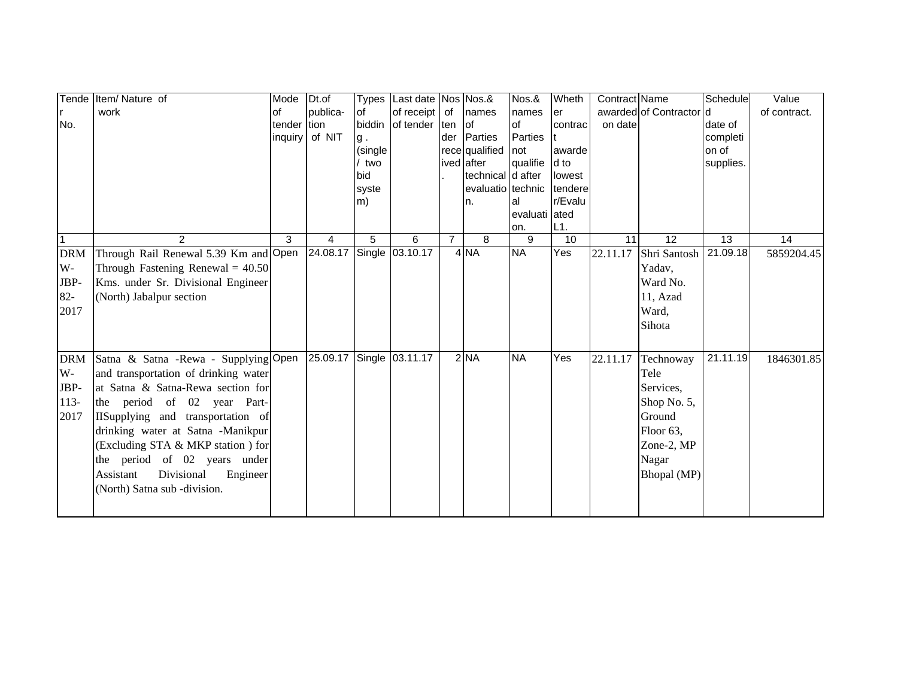| Tender No. | Item/ Nature of work | Mode of tender inquiry | Dt.of publica-tion of NIT | Types of bidding . (single / two bid system) | Last date of receipt of tender | Nos of tender received. | Nos.& names of Parties qualified after technical evaluation. | Nos.& names of Parties not qualified after technical evaluation. | Whether contract awarded to lowest tenderer/Evaluated L1. | Contract awarded on date | Name of Contractor | Scheduled date of completion of supplies. | Value of contract. |
|---|---|---|---|---|---|---|---|---|---|---|---|---|---|
| 1 | 2 | 3 | 4 | 5 | 6 | 7 | 8 | 9 | 10 | 11 | 12 | 13 | 14 |
| DRM W-JBP-82-2017 | Through Rail Renewal 5.39 Km and Through Fastening Renewal = 40.50 Kms. under Sr. Divisional Engineer (North) Jabalpur section | Open | 24.08.17 | Single | 03.10.17 | 4 | NA | NA | Yes | 22.11.17 | Shri Santosh Yadav, Ward No. 11, Azad Ward, Sihota | 21.09.18 | 5859204.45 |
| DRM W-JBP-113-2017 | Satna & Satna -Rewa - Supplying and transportation of drinking water at Satna & Satna-Rewa section for the period of 02 year Part-IISupplying and transportation of drinking water at Satna -Manikpur (Excluding STA & MKP station ) for the period of 02 years under Assistant Divisional Engineer (North) Satna sub -division. | Open | 25.09.17 | Single | 03.11.17 | 2 | NA | NA | Yes | 22.11.17 | Technoway Tele Services, Shop No. 5, Ground Floor 63, Zone-2, MP Nagar Bhopal (MP) | 21.11.19 | 1846301.85 |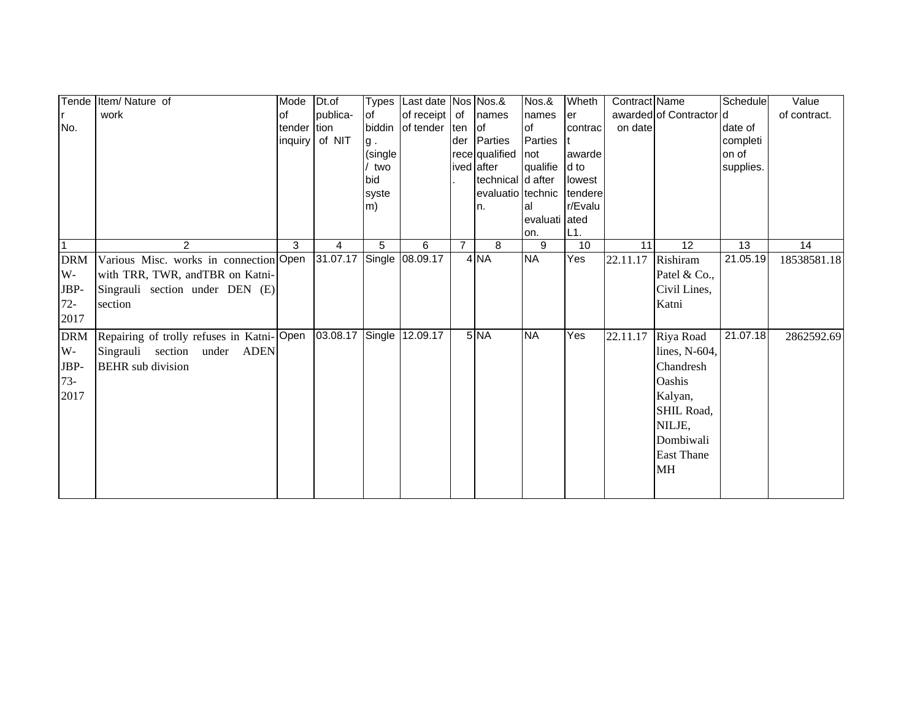| Tender No. | Item/ Nature of work | Mode of tender inquiry | Dt.of publica-tion of NIT | Types of bidding . (single / two bid system) | Last date of receipt of tender | Nos of tender received. | Nos.& names of Parties qualified after technical evaluation. | Nos.& names of Parties not qualified after technical evaluation. | Whether contract awarded to lowest tenderer/Evaluated L1. | Contract awarded on date | Name of Contractor | Scheduled date of completion of supplies. | Value of contract. |
|---|---|---|---|---|---|---|---|---|---|---|---|---|---|
| 1 | 2 | 3 | 4 | 5 | 6 | 7 | 8 | 9 | 10 | 11 | 12 | 13 | 14 |
| DRM W-JBP-72-2017 | Various Misc. works in connection with TRR, TWR, andTBR on Katni-Singrauli section under DEN (E) section | Open | 31.07.17 | Single | 08.09.17 | 4 | NA | NA | Yes | 22.11.17 | Rishiram Patel & Co., Civil Lines, Katni | 21.05.19 | 18538581.18 |
| DRM W-JBP-73-2017 | Repairing of trolly refuses in Katni-Singrauli section under ADEN BEHR sub division | Open | 03.08.17 | Single | 12.09.17 | 5 | NA | NA | Yes | 22.11.17 | Riya Road lines, N-604, Chandresh Oashis Kalyan, SHIL Road, NILJE, Dombiwali East Thane MH | 21.07.18 | 2862592.69 |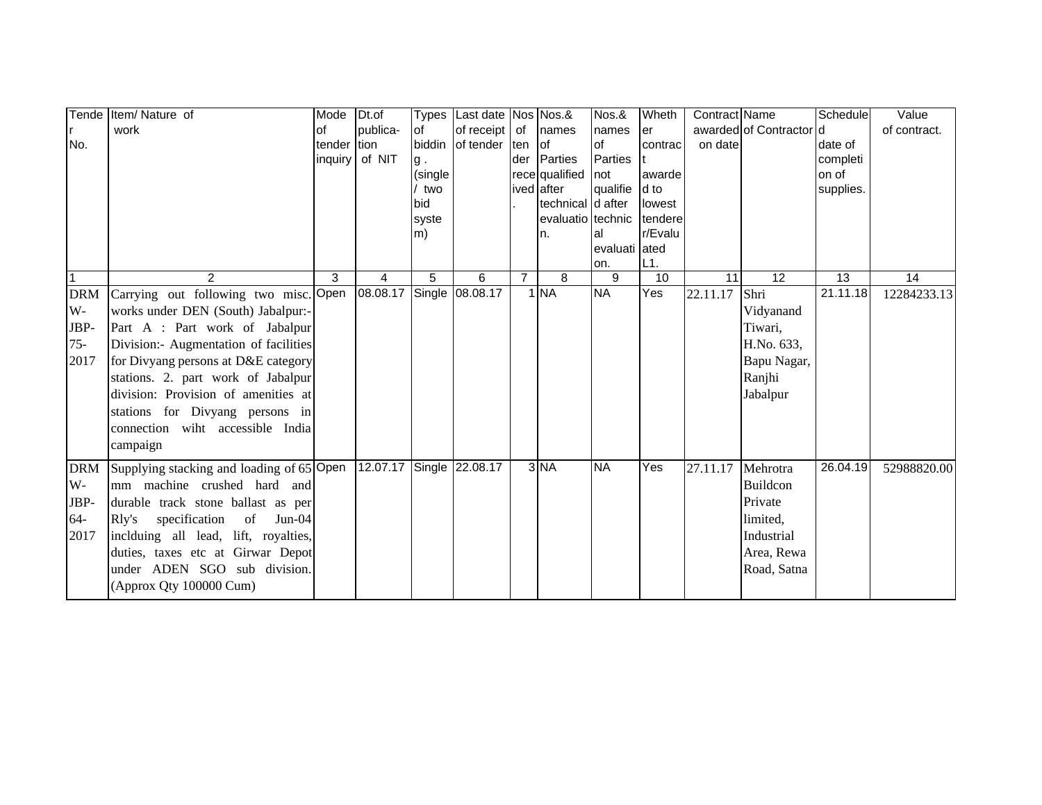| Tender No. | Item/ Nature of work | Mode of tender inquiry | Dt.of publica-tion of NIT | Types of bidding . (single / two bid system) | Last date of receipt of tender | Nos of tender received. | Nos.& names of Parties qualified after technical evaluation. | Nos.& names of Parties not qualified after technical evaluation. | Whether contract awarded to lowest tenderer/Evaluated L1. | Contract awarded on date | Name of Contractor | Scheduled date of completion of supplies. | Value of contract. |
|---|---|---|---|---|---|---|---|---|---|---|---|---|---|
| 1 | 2 | 3 | 4 | 5 | 6 | 7 | 8 | 9 | 10 | 11 | 12 | 13 | 14 |
| DRMW-JBP-75-2017 | Carrying out following two misc. works under DEN (South) Jabalpur:- Part A : Part work of Jabalpur Division:- Augmentation of facilities for Divyang persons at D&E category stations. 2. part work of Jabalpur division: Provision of amenities at stations for Divyang persons in connection wiht accessible India campaign | Open | 08.08.17 | Single | 08.08.17 | 1 | NA | NA | Yes | 22.11.17 | Shri Vidyanand Tiwari, H.No. 633, Bapu Nagar, Ranjhi Jabalpur | 21.11.18 | 12284233.13 |
| DRMW-JBP-64-2017 | Supplying stacking and loading of 65 mm machine crushed hard and durable track stone ballast as per Rly's specification of Jun-04 inclduing all lead, lift, royalties, duties, taxes etc at Girwar Depot under ADEN SGO sub division. (Approx Qty 100000 Cum) | Open | 12.07.17 | Single | 22.08.17 | 3 | NA | NA | Yes | 27.11.17 | Mehrotra Buildcon Private limited, Industrial Area, Rewa Road, Satna | 26.04.19 | 52988820.00 |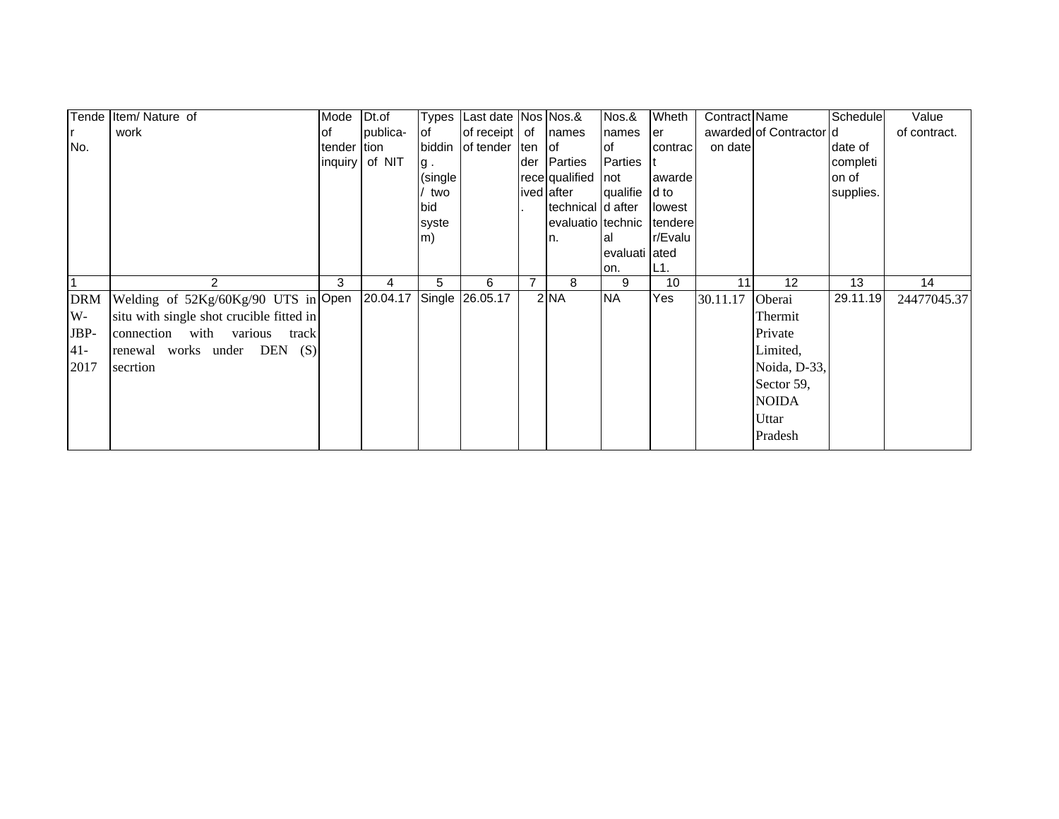| Tender No. | Item/ Nature of work | Mode of tender inquiry | Dt.of publica-tion of NIT | Types of bidding . (single / two bid system) | Last date of receipt of tender | Nos of tender received. | Nos.& names of Parties qualified after technical evaluation. | Nos.& names of Parties not qualified after technical evaluation. | Whether contract awarded to lowest tenderer/Evaluated L1. | Contract awarded on date | Name of Contractor | Scheduled date of completion of supplies. | Value of contract. |
|---|---|---|---|---|---|---|---|---|---|---|---|---|---|
| 1 | 2 | 3 | 4 | 5 | 6 | 7 | 8 | 9 | 10 | 11 | 12 | 13 | 14 |
| DRM W-JBP-41-2017 | Welding of 52Kg/60Kg/90 UTS in situ with single shot crucible fitted in connection with various track renewal works under DEN (S) secrtion | Open | 20.04.17 | Single | 26.05.17 | 2 | NA | NA | Yes | 30.11.17 | Oberai Thermit Private Limited, Noida, D-33, Sector 59, NOIDA Uttar Pradesh | 29.11.19 | 24477045.37 |